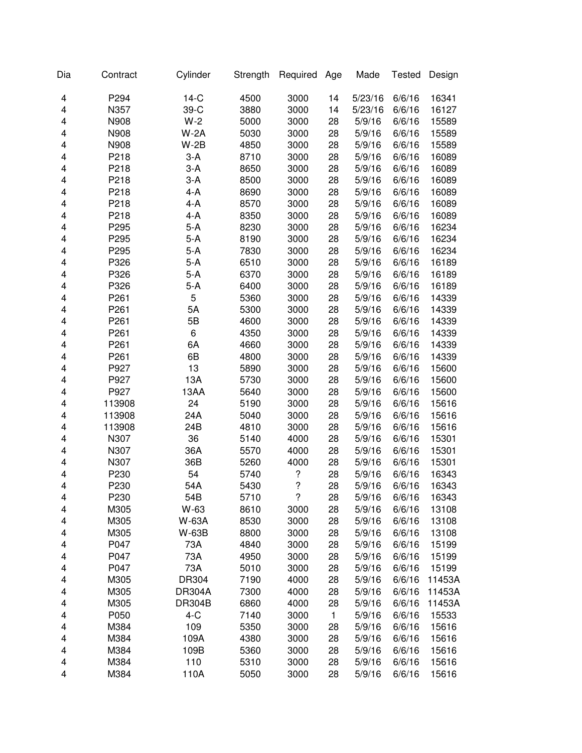| Dia | Contract | Cylinder | Strength | Required | Age | Made | Tested | Design |
|---|---|---|---|---|---|---|---|---|
| 4 | P294 | 14-C | 4500 | 3000 | 14 | 5/23/16 | 6/6/16 | 16341 |
| 4 | N357 | 39-C | 3880 | 3000 | 14 | 5/23/16 | 6/6/16 | 16127 |
| 4 | N908 | W-2 | 5000 | 3000 | 28 | 5/9/16 | 6/6/16 | 15589 |
| 4 | N908 | W-2A | 5030 | 3000 | 28 | 5/9/16 | 6/6/16 | 15589 |
| 4 | N908 | W-2B | 4850 | 3000 | 28 | 5/9/16 | 6/6/16 | 15589 |
| 4 | P218 | 3-A | 8710 | 3000 | 28 | 5/9/16 | 6/6/16 | 16089 |
| 4 | P218 | 3-A | 8650 | 3000 | 28 | 5/9/16 | 6/6/16 | 16089 |
| 4 | P218 | 3-A | 8500 | 3000 | 28 | 5/9/16 | 6/6/16 | 16089 |
| 4 | P218 | 4-A | 8690 | 3000 | 28 | 5/9/16 | 6/6/16 | 16089 |
| 4 | P218 | 4-A | 8570 | 3000 | 28 | 5/9/16 | 6/6/16 | 16089 |
| 4 | P218 | 4-A | 8350 | 3000 | 28 | 5/9/16 | 6/6/16 | 16089 |
| 4 | P295 | 5-A | 8230 | 3000 | 28 | 5/9/16 | 6/6/16 | 16234 |
| 4 | P295 | 5-A | 8190 | 3000 | 28 | 5/9/16 | 6/6/16 | 16234 |
| 4 | P295 | 5-A | 7830 | 3000 | 28 | 5/9/16 | 6/6/16 | 16234 |
| 4 | P326 | 5-A | 6510 | 3000 | 28 | 5/9/16 | 6/6/16 | 16189 |
| 4 | P326 | 5-A | 6370 | 3000 | 28 | 5/9/16 | 6/6/16 | 16189 |
| 4 | P326 | 5-A | 6400 | 3000 | 28 | 5/9/16 | 6/6/16 | 16189 |
| 4 | P261 | 5 | 5360 | 3000 | 28 | 5/9/16 | 6/6/16 | 14339 |
| 4 | P261 | 5A | 5300 | 3000 | 28 | 5/9/16 | 6/6/16 | 14339 |
| 4 | P261 | 5B | 4600 | 3000 | 28 | 5/9/16 | 6/6/16 | 14339 |
| 4 | P261 | 6 | 4350 | 3000 | 28 | 5/9/16 | 6/6/16 | 14339 |
| 4 | P261 | 6A | 4660 | 3000 | 28 | 5/9/16 | 6/6/16 | 14339 |
| 4 | P261 | 6B | 4800 | 3000 | 28 | 5/9/16 | 6/6/16 | 14339 |
| 4 | P927 | 13 | 5890 | 3000 | 28 | 5/9/16 | 6/6/16 | 15600 |
| 4 | P927 | 13A | 5730 | 3000 | 28 | 5/9/16 | 6/6/16 | 15600 |
| 4 | P927 | 13AA | 5640 | 3000 | 28 | 5/9/16 | 6/6/16 | 15600 |
| 4 | 113908 | 24 | 5190 | 3000 | 28 | 5/9/16 | 6/6/16 | 15616 |
| 4 | 113908 | 24A | 5040 | 3000 | 28 | 5/9/16 | 6/6/16 | 15616 |
| 4 | 113908 | 24B | 4810 | 3000 | 28 | 5/9/16 | 6/6/16 | 15616 |
| 4 | N307 | 36 | 5140 | 4000 | 28 | 5/9/16 | 6/6/16 | 15301 |
| 4 | N307 | 36A | 5570 | 4000 | 28 | 5/9/16 | 6/6/16 | 15301 |
| 4 | N307 | 36B | 5260 | 4000 | 28 | 5/9/16 | 6/6/16 | 15301 |
| 4 | P230 | 54 | 5740 | ? | 28 | 5/9/16 | 6/6/16 | 16343 |
| 4 | P230 | 54A | 5430 | ? | 28 | 5/9/16 | 6/6/16 | 16343 |
| 4 | P230 | 54B | 5710 | ? | 28 | 5/9/16 | 6/6/16 | 16343 |
| 4 | M305 | W-63 | 8610 | 3000 | 28 | 5/9/16 | 6/6/16 | 13108 |
| 4 | M305 | W-63A | 8530 | 3000 | 28 | 5/9/16 | 6/6/16 | 13108 |
| 4 | M305 | W-63B | 8800 | 3000 | 28 | 5/9/16 | 6/6/16 | 13108 |
| 4 | P047 | 73A | 4840 | 3000 | 28 | 5/9/16 | 6/6/16 | 15199 |
| 4 | P047 | 73A | 4950 | 3000 | 28 | 5/9/16 | 6/6/16 | 15199 |
| 4 | P047 | 73A | 5010 | 3000 | 28 | 5/9/16 | 6/6/16 | 15199 |
| 4 | M305 | DR304 | 7190 | 4000 | 28 | 5/9/16 | 6/6/16 | 11453A |
| 4 | M305 | DR304A | 7300 | 4000 | 28 | 5/9/16 | 6/6/16 | 11453A |
| 4 | M305 | DR304B | 6860 | 4000 | 28 | 5/9/16 | 6/6/16 | 11453A |
| 4 | P050 | 4-C | 7140 | 3000 | 1 | 5/9/16 | 6/6/16 | 15533 |
| 4 | M384 | 109 | 5350 | 3000 | 28 | 5/9/16 | 6/6/16 | 15616 |
| 4 | M384 | 109A | 4380 | 3000 | 28 | 5/9/16 | 6/6/16 | 15616 |
| 4 | M384 | 109B | 5360 | 3000 | 28 | 5/9/16 | 6/6/16 | 15616 |
| 4 | M384 | 110 | 5310 | 3000 | 28 | 5/9/16 | 6/6/16 | 15616 |
| 4 | M384 | 110A | 5050 | 3000 | 28 | 5/9/16 | 6/6/16 | 15616 |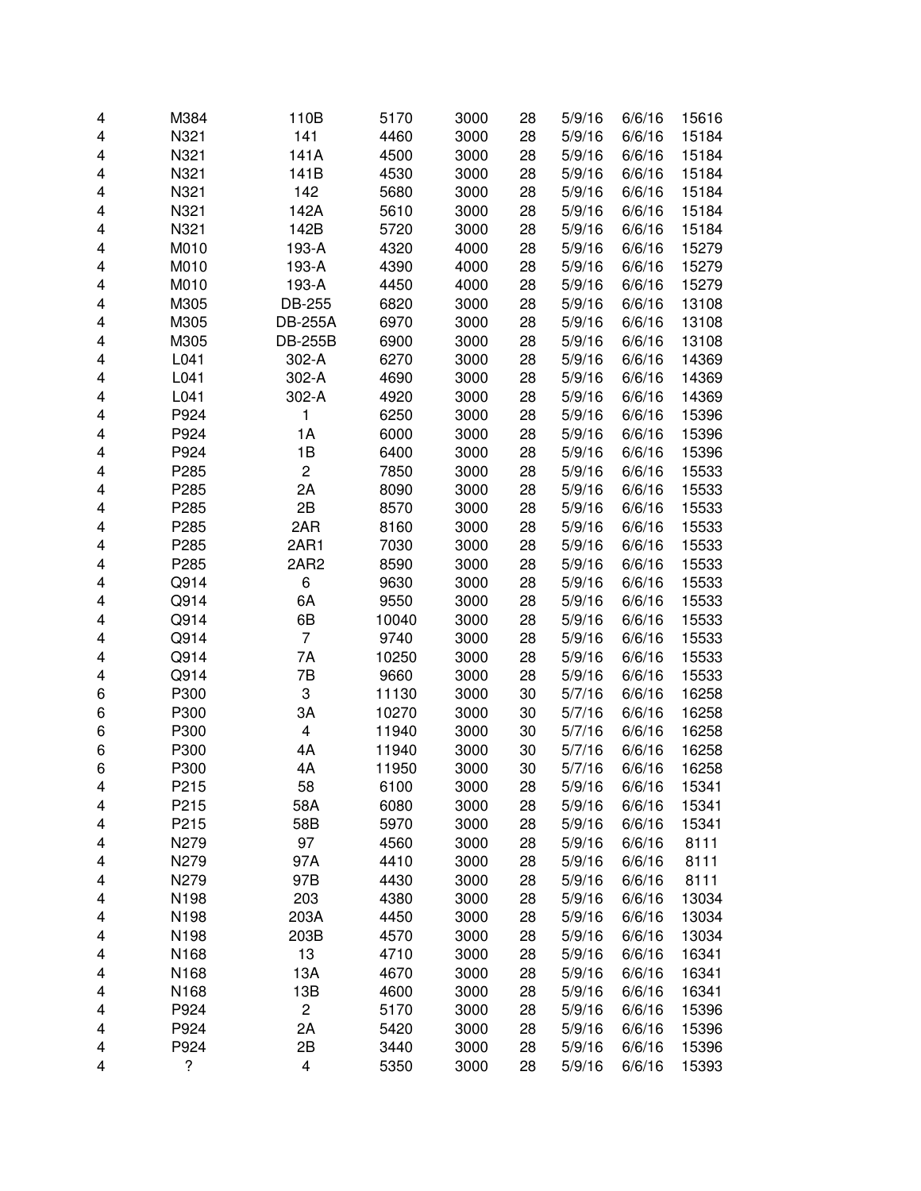| | | | | | | | | |
|---|---|---|---|---|---|---|---|---|
| 4 | M384 | 110B | 5170 | 3000 | 28 | 5/9/16 | 6/6/16 | 15616 |
| 4 | N321 | 141 | 4460 | 3000 | 28 | 5/9/16 | 6/6/16 | 15184 |
| 4 | N321 | 141A | 4500 | 3000 | 28 | 5/9/16 | 6/6/16 | 15184 |
| 4 | N321 | 141B | 4530 | 3000 | 28 | 5/9/16 | 6/6/16 | 15184 |
| 4 | N321 | 142 | 5680 | 3000 | 28 | 5/9/16 | 6/6/16 | 15184 |
| 4 | N321 | 142A | 5610 | 3000 | 28 | 5/9/16 | 6/6/16 | 15184 |
| 4 | N321 | 142B | 5720 | 3000 | 28 | 5/9/16 | 6/6/16 | 15184 |
| 4 | M010 | 193-A | 4320 | 4000 | 28 | 5/9/16 | 6/6/16 | 15279 |
| 4 | M010 | 193-A | 4390 | 4000 | 28 | 5/9/16 | 6/6/16 | 15279 |
| 4 | M010 | 193-A | 4450 | 4000 | 28 | 5/9/16 | 6/6/16 | 15279 |
| 4 | M305 | DB-255 | 6820 | 3000 | 28 | 5/9/16 | 6/6/16 | 13108 |
| 4 | M305 | DB-255A | 6970 | 3000 | 28 | 5/9/16 | 6/6/16 | 13108 |
| 4 | M305 | DB-255B | 6900 | 3000 | 28 | 5/9/16 | 6/6/16 | 13108 |
| 4 | L041 | 302-A | 6270 | 3000 | 28 | 5/9/16 | 6/6/16 | 14369 |
| 4 | L041 | 302-A | 4690 | 3000 | 28 | 5/9/16 | 6/6/16 | 14369 |
| 4 | L041 | 302-A | 4920 | 3000 | 28 | 5/9/16 | 6/6/16 | 14369 |
| 4 | P924 | 1 | 6250 | 3000 | 28 | 5/9/16 | 6/6/16 | 15396 |
| 4 | P924 | 1A | 6000 | 3000 | 28 | 5/9/16 | 6/6/16 | 15396 |
| 4 | P924 | 1B | 6400 | 3000 | 28 | 5/9/16 | 6/6/16 | 15396 |
| 4 | P285 | 2 | 7850 | 3000 | 28 | 5/9/16 | 6/6/16 | 15533 |
| 4 | P285 | 2A | 8090 | 3000 | 28 | 5/9/16 | 6/6/16 | 15533 |
| 4 | P285 | 2B | 8570 | 3000 | 28 | 5/9/16 | 6/6/16 | 15533 |
| 4 | P285 | 2AR | 8160 | 3000 | 28 | 5/9/16 | 6/6/16 | 15533 |
| 4 | P285 | 2AR1 | 7030 | 3000 | 28 | 5/9/16 | 6/6/16 | 15533 |
| 4 | P285 | 2AR2 | 8590 | 3000 | 28 | 5/9/16 | 6/6/16 | 15533 |
| 4 | Q914 | 6 | 9630 | 3000 | 28 | 5/9/16 | 6/6/16 | 15533 |
| 4 | Q914 | 6A | 9550 | 3000 | 28 | 5/9/16 | 6/6/16 | 15533 |
| 4 | Q914 | 6B | 10040 | 3000 | 28 | 5/9/16 | 6/6/16 | 15533 |
| 4 | Q914 | 7 | 9740 | 3000 | 28 | 5/9/16 | 6/6/16 | 15533 |
| 4 | Q914 | 7A | 10250 | 3000 | 28 | 5/9/16 | 6/6/16 | 15533 |
| 4 | Q914 | 7B | 9660 | 3000 | 28 | 5/9/16 | 6/6/16 | 15533 |
| 6 | P300 | 3 | 11130 | 3000 | 30 | 5/7/16 | 6/6/16 | 16258 |
| 6 | P300 | 3A | 10270 | 3000 | 30 | 5/7/16 | 6/6/16 | 16258 |
| 6 | P300 | 4 | 11940 | 3000 | 30 | 5/7/16 | 6/6/16 | 16258 |
| 6 | P300 | 4A | 11940 | 3000 | 30 | 5/7/16 | 6/6/16 | 16258 |
| 6 | P300 | 4A | 11950 | 3000 | 30 | 5/7/16 | 6/6/16 | 16258 |
| 4 | P215 | 58 | 6100 | 3000 | 28 | 5/9/16 | 6/6/16 | 15341 |
| 4 | P215 | 58A | 6080 | 3000 | 28 | 5/9/16 | 6/6/16 | 15341 |
| 4 | P215 | 58B | 5970 | 3000 | 28 | 5/9/16 | 6/6/16 | 15341 |
| 4 | N279 | 97 | 4560 | 3000 | 28 | 5/9/16 | 6/6/16 | 8111 |
| 4 | N279 | 97A | 4410 | 3000 | 28 | 5/9/16 | 6/6/16 | 8111 |
| 4 | N279 | 97B | 4430 | 3000 | 28 | 5/9/16 | 6/6/16 | 8111 |
| 4 | N198 | 203 | 4380 | 3000 | 28 | 5/9/16 | 6/6/16 | 13034 |
| 4 | N198 | 203A | 4450 | 3000 | 28 | 5/9/16 | 6/6/16 | 13034 |
| 4 | N198 | 203B | 4570 | 3000 | 28 | 5/9/16 | 6/6/16 | 13034 |
| 4 | N168 | 13 | 4710 | 3000 | 28 | 5/9/16 | 6/6/16 | 16341 |
| 4 | N168 | 13A | 4670 | 3000 | 28 | 5/9/16 | 6/6/16 | 16341 |
| 4 | N168 | 13B | 4600 | 3000 | 28 | 5/9/16 | 6/6/16 | 16341 |
| 4 | P924 | 2 | 5170 | 3000 | 28 | 5/9/16 | 6/6/16 | 15396 |
| 4 | P924 | 2A | 5420 | 3000 | 28 | 5/9/16 | 6/6/16 | 15396 |
| 4 | P924 | 2B | 3440 | 3000 | 28 | 5/9/16 | 6/6/16 | 15396 |
| 4 | ? | 4 | 5350 | 3000 | 28 | 5/9/16 | 6/6/16 | 15393 |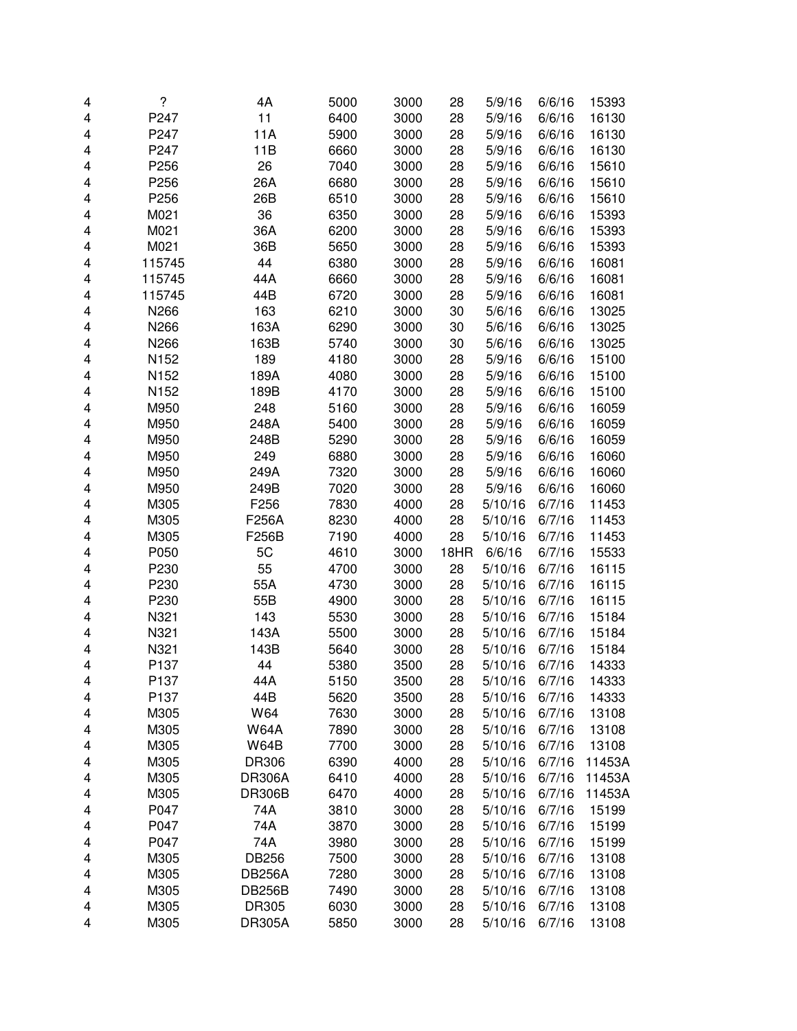| | | | | | | | | |
|---|---|---|---|---|---|---|---|---|
| 4 | ? | 4A | 5000 | 3000 | 28 | 5/9/16 | 6/6/16 | 15393 |
| 4 | P247 | 11 | 6400 | 3000 | 28 | 5/9/16 | 6/6/16 | 16130 |
| 4 | P247 | 11A | 5900 | 3000 | 28 | 5/9/16 | 6/6/16 | 16130 |
| 4 | P247 | 11B | 6660 | 3000 | 28 | 5/9/16 | 6/6/16 | 16130 |
| 4 | P256 | 26 | 7040 | 3000 | 28 | 5/9/16 | 6/6/16 | 15610 |
| 4 | P256 | 26A | 6680 | 3000 | 28 | 5/9/16 | 6/6/16 | 15610 |
| 4 | P256 | 26B | 6510 | 3000 | 28 | 5/9/16 | 6/6/16 | 15610 |
| 4 | M021 | 36 | 6350 | 3000 | 28 | 5/9/16 | 6/6/16 | 15393 |
| 4 | M021 | 36A | 6200 | 3000 | 28 | 5/9/16 | 6/6/16 | 15393 |
| 4 | M021 | 36B | 5650 | 3000 | 28 | 5/9/16 | 6/6/16 | 15393 |
| 4 | 115745 | 44 | 6380 | 3000 | 28 | 5/9/16 | 6/6/16 | 16081 |
| 4 | 115745 | 44A | 6660 | 3000 | 28 | 5/9/16 | 6/6/16 | 16081 |
| 4 | 115745 | 44B | 6720 | 3000 | 28 | 5/9/16 | 6/6/16 | 16081 |
| 4 | N266 | 163 | 6210 | 3000 | 30 | 5/6/16 | 6/6/16 | 13025 |
| 4 | N266 | 163A | 6290 | 3000 | 30 | 5/6/16 | 6/6/16 | 13025 |
| 4 | N266 | 163B | 5740 | 3000 | 30 | 5/6/16 | 6/6/16 | 13025 |
| 4 | N152 | 189 | 4180 | 3000 | 28 | 5/9/16 | 6/6/16 | 15100 |
| 4 | N152 | 189A | 4080 | 3000 | 28 | 5/9/16 | 6/6/16 | 15100 |
| 4 | N152 | 189B | 4170 | 3000 | 28 | 5/9/16 | 6/6/16 | 15100 |
| 4 | M950 | 248 | 5160 | 3000 | 28 | 5/9/16 | 6/6/16 | 16059 |
| 4 | M950 | 248A | 5400 | 3000 | 28 | 5/9/16 | 6/6/16 | 16059 |
| 4 | M950 | 248B | 5290 | 3000 | 28 | 5/9/16 | 6/6/16 | 16059 |
| 4 | M950 | 249 | 6880 | 3000 | 28 | 5/9/16 | 6/6/16 | 16060 |
| 4 | M950 | 249A | 7320 | 3000 | 28 | 5/9/16 | 6/6/16 | 16060 |
| 4 | M950 | 249B | 7020 | 3000 | 28 | 5/9/16 | 6/6/16 | 16060 |
| 4 | M305 | F256 | 7830 | 4000 | 28 | 5/10/16 | 6/7/16 | 11453 |
| 4 | M305 | F256A | 8230 | 4000 | 28 | 5/10/16 | 6/7/16 | 11453 |
| 4 | M305 | F256B | 7190 | 4000 | 28 | 5/10/16 | 6/7/16 | 11453 |
| 4 | P050 | 5C | 4610 | 3000 | 18HR | 6/6/16 | 6/7/16 | 15533 |
| 4 | P230 | 55 | 4700 | 3000 | 28 | 5/10/16 | 6/7/16 | 16115 |
| 4 | P230 | 55A | 4730 | 3000 | 28 | 5/10/16 | 6/7/16 | 16115 |
| 4 | P230 | 55B | 4900 | 3000 | 28 | 5/10/16 | 6/7/16 | 16115 |
| 4 | N321 | 143 | 5530 | 3000 | 28 | 5/10/16 | 6/7/16 | 15184 |
| 4 | N321 | 143A | 5500 | 3000 | 28 | 5/10/16 | 6/7/16 | 15184 |
| 4 | N321 | 143B | 5640 | 3000 | 28 | 5/10/16 | 6/7/16 | 15184 |
| 4 | P137 | 44 | 5380 | 3500 | 28 | 5/10/16 | 6/7/16 | 14333 |
| 4 | P137 | 44A | 5150 | 3500 | 28 | 5/10/16 | 6/7/16 | 14333 |
| 4 | P137 | 44B | 5620 | 3500 | 28 | 5/10/16 | 6/7/16 | 14333 |
| 4 | M305 | W64 | 7630 | 3000 | 28 | 5/10/16 | 6/7/16 | 13108 |
| 4 | M305 | W64A | 7890 | 3000 | 28 | 5/10/16 | 6/7/16 | 13108 |
| 4 | M305 | W64B | 7700 | 3000 | 28 | 5/10/16 | 6/7/16 | 13108 |
| 4 | M305 | DR306 | 6390 | 4000 | 28 | 5/10/16 | 6/7/16 | 11453A |
| 4 | M305 | DR306A | 6410 | 4000 | 28 | 5/10/16 | 6/7/16 | 11453A |
| 4 | M305 | DR306B | 6470 | 4000 | 28 | 5/10/16 | 6/7/16 | 11453A |
| 4 | P047 | 74A | 3810 | 3000 | 28 | 5/10/16 | 6/7/16 | 15199 |
| 4 | P047 | 74A | 3870 | 3000 | 28 | 5/10/16 | 6/7/16 | 15199 |
| 4 | P047 | 74A | 3980 | 3000 | 28 | 5/10/16 | 6/7/16 | 15199 |
| 4 | M305 | DB256 | 7500 | 3000 | 28 | 5/10/16 | 6/7/16 | 13108 |
| 4 | M305 | DB256A | 7280 | 3000 | 28 | 5/10/16 | 6/7/16 | 13108 |
| 4 | M305 | DB256B | 7490 | 3000 | 28 | 5/10/16 | 6/7/16 | 13108 |
| 4 | M305 | DR305 | 6030 | 3000 | 28 | 5/10/16 | 6/7/16 | 13108 |
| 4 | M305 | DR305A | 5850 | 3000 | 28 | 5/10/16 | 6/7/16 | 13108 |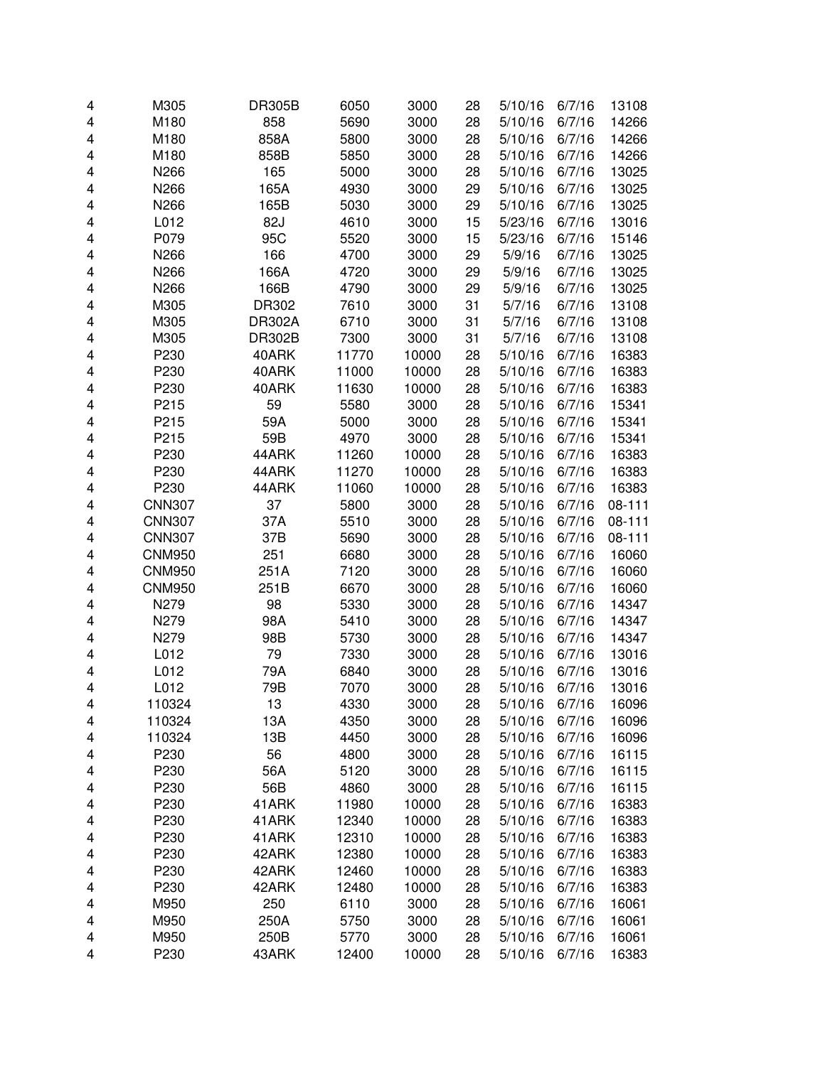| | | | | | | | | |
|---|---|---|---|---|---|---|---|---|
| 4 | M305 | DR305B | 6050 | 3000 | 28 | 5/10/16 | 6/7/16 | 13108 |
| 4 | M180 | 858 | 5690 | 3000 | 28 | 5/10/16 | 6/7/16 | 14266 |
| 4 | M180 | 858A | 5800 | 3000 | 28 | 5/10/16 | 6/7/16 | 14266 |
| 4 | M180 | 858B | 5850 | 3000 | 28 | 5/10/16 | 6/7/16 | 14266 |
| 4 | N266 | 165 | 5000 | 3000 | 28 | 5/10/16 | 6/7/16 | 13025 |
| 4 | N266 | 165A | 4930 | 3000 | 29 | 5/10/16 | 6/7/16 | 13025 |
| 4 | N266 | 165B | 5030 | 3000 | 29 | 5/10/16 | 6/7/16 | 13025 |
| 4 | L012 | 82J | 4610 | 3000 | 15 | 5/23/16 | 6/7/16 | 13016 |
| 4 | P079 | 95C | 5520 | 3000 | 15 | 5/23/16 | 6/7/16 | 15146 |
| 4 | N266 | 166 | 4700 | 3000 | 29 | 5/9/16 | 6/7/16 | 13025 |
| 4 | N266 | 166A | 4720 | 3000 | 29 | 5/9/16 | 6/7/16 | 13025 |
| 4 | N266 | 166B | 4790 | 3000 | 29 | 5/9/16 | 6/7/16 | 13025 |
| 4 | M305 | DR302 | 7610 | 3000 | 31 | 5/7/16 | 6/7/16 | 13108 |
| 4 | M305 | DR302A | 6710 | 3000 | 31 | 5/7/16 | 6/7/16 | 13108 |
| 4 | M305 | DR302B | 7300 | 3000 | 31 | 5/7/16 | 6/7/16 | 13108 |
| 4 | P230 | 40ARK | 11770 | 10000 | 28 | 5/10/16 | 6/7/16 | 16383 |
| 4 | P230 | 40ARK | 11000 | 10000 | 28 | 5/10/16 | 6/7/16 | 16383 |
| 4 | P230 | 40ARK | 11630 | 10000 | 28 | 5/10/16 | 6/7/16 | 16383 |
| 4 | P215 | 59 | 5580 | 3000 | 28 | 5/10/16 | 6/7/16 | 15341 |
| 4 | P215 | 59A | 5000 | 3000 | 28 | 5/10/16 | 6/7/16 | 15341 |
| 4 | P215 | 59B | 4970 | 3000 | 28 | 5/10/16 | 6/7/16 | 15341 |
| 4 | P230 | 44ARK | 11260 | 10000 | 28 | 5/10/16 | 6/7/16 | 16383 |
| 4 | P230 | 44ARK | 11270 | 10000 | 28 | 5/10/16 | 6/7/16 | 16383 |
| 4 | P230 | 44ARK | 11060 | 10000 | 28 | 5/10/16 | 6/7/16 | 16383 |
| 4 | CNN307 | 37 | 5800 | 3000 | 28 | 5/10/16 | 6/7/16 | 08-111 |
| 4 | CNN307 | 37A | 5510 | 3000 | 28 | 5/10/16 | 6/7/16 | 08-111 |
| 4 | CNN307 | 37B | 5690 | 3000 | 28 | 5/10/16 | 6/7/16 | 08-111 |
| 4 | CNM950 | 251 | 6680 | 3000 | 28 | 5/10/16 | 6/7/16 | 16060 |
| 4 | CNM950 | 251A | 7120 | 3000 | 28 | 5/10/16 | 6/7/16 | 16060 |
| 4 | CNM950 | 251B | 6670 | 3000 | 28 | 5/10/16 | 6/7/16 | 16060 |
| 4 | N279 | 98 | 5330 | 3000 | 28 | 5/10/16 | 6/7/16 | 14347 |
| 4 | N279 | 98A | 5410 | 3000 | 28 | 5/10/16 | 6/7/16 | 14347 |
| 4 | N279 | 98B | 5730 | 3000 | 28 | 5/10/16 | 6/7/16 | 14347 |
| 4 | L012 | 79 | 7330 | 3000 | 28 | 5/10/16 | 6/7/16 | 13016 |
| 4 | L012 | 79A | 6840 | 3000 | 28 | 5/10/16 | 6/7/16 | 13016 |
| 4 | L012 | 79B | 7070 | 3000 | 28 | 5/10/16 | 6/7/16 | 13016 |
| 4 | 110324 | 13 | 4330 | 3000 | 28 | 5/10/16 | 6/7/16 | 16096 |
| 4 | 110324 | 13A | 4350 | 3000 | 28 | 5/10/16 | 6/7/16 | 16096 |
| 4 | 110324 | 13B | 4450 | 3000 | 28 | 5/10/16 | 6/7/16 | 16096 |
| 4 | P230 | 56 | 4800 | 3000 | 28 | 5/10/16 | 6/7/16 | 16115 |
| 4 | P230 | 56A | 5120 | 3000 | 28 | 5/10/16 | 6/7/16 | 16115 |
| 4 | P230 | 56B | 4860 | 3000 | 28 | 5/10/16 | 6/7/16 | 16115 |
| 4 | P230 | 41ARK | 11980 | 10000 | 28 | 5/10/16 | 6/7/16 | 16383 |
| 4 | P230 | 41ARK | 12340 | 10000 | 28 | 5/10/16 | 6/7/16 | 16383 |
| 4 | P230 | 41ARK | 12310 | 10000 | 28 | 5/10/16 | 6/7/16 | 16383 |
| 4 | P230 | 42ARK | 12380 | 10000 | 28 | 5/10/16 | 6/7/16 | 16383 |
| 4 | P230 | 42ARK | 12460 | 10000 | 28 | 5/10/16 | 6/7/16 | 16383 |
| 4 | P230 | 42ARK | 12480 | 10000 | 28 | 5/10/16 | 6/7/16 | 16383 |
| 4 | M950 | 250 | 6110 | 3000 | 28 | 5/10/16 | 6/7/16 | 16061 |
| 4 | M950 | 250A | 5750 | 3000 | 28 | 5/10/16 | 6/7/16 | 16061 |
| 4 | M950 | 250B | 5770 | 3000 | 28 | 5/10/16 | 6/7/16 | 16061 |
| 4 | P230 | 43ARK | 12400 | 10000 | 28 | 5/10/16 | 6/7/16 | 16383 |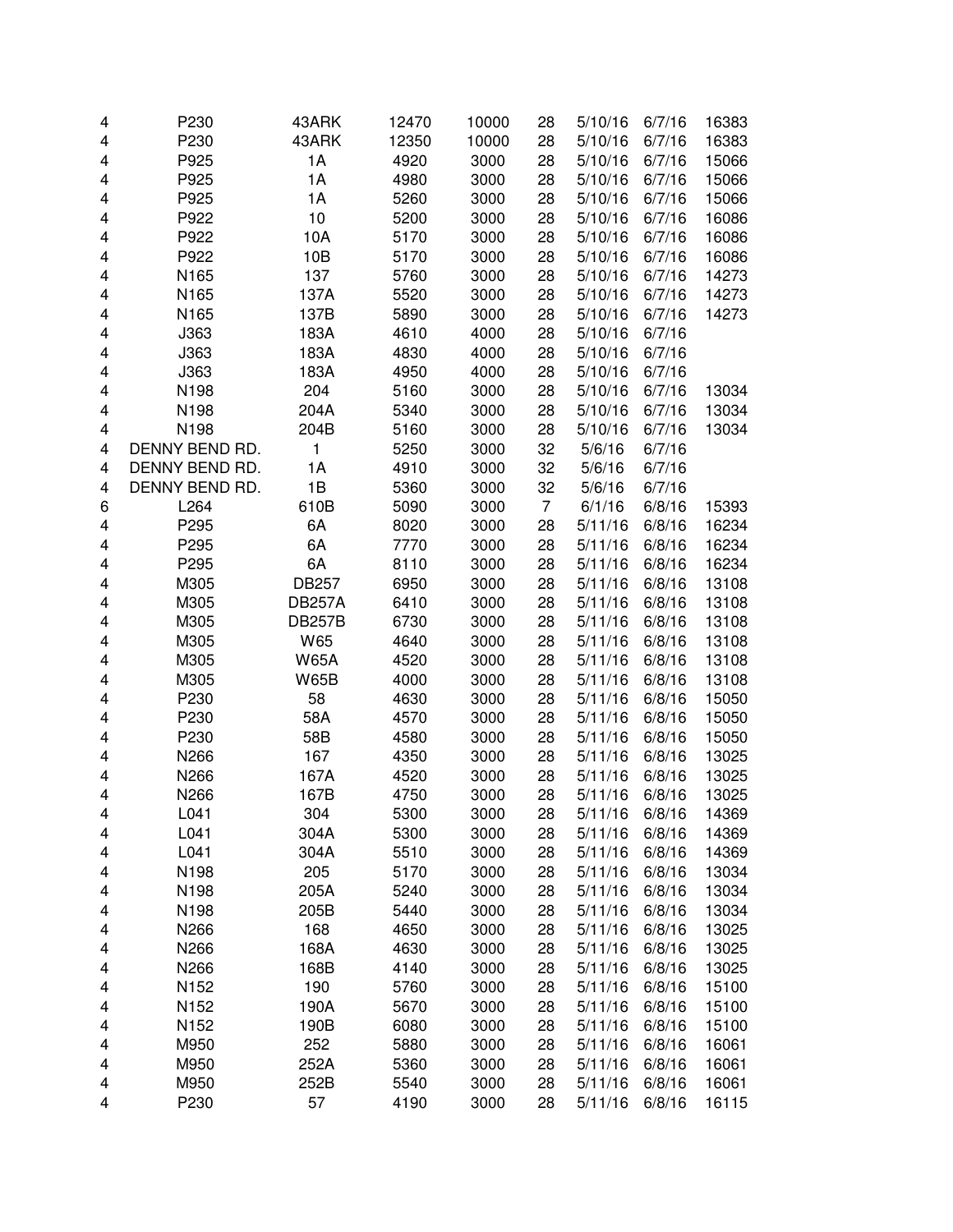| | | | | | | | | |
|---|---|---|---|---|---|---|---|---|
| 4 | P230 | 43ARK | 12470 | 10000 | 28 | 5/10/16 | 6/7/16 | 16383 |
| 4 | P230 | 43ARK | 12350 | 10000 | 28 | 5/10/16 | 6/7/16 | 16383 |
| 4 | P925 | 1A | 4920 | 3000 | 28 | 5/10/16 | 6/7/16 | 15066 |
| 4 | P925 | 1A | 4980 | 3000 | 28 | 5/10/16 | 6/7/16 | 15066 |
| 4 | P925 | 1A | 5260 | 3000 | 28 | 5/10/16 | 6/7/16 | 15066 |
| 4 | P922 | 10 | 5200 | 3000 | 28 | 5/10/16 | 6/7/16 | 16086 |
| 4 | P922 | 10A | 5170 | 3000 | 28 | 5/10/16 | 6/7/16 | 16086 |
| 4 | P922 | 10B | 5170 | 3000 | 28 | 5/10/16 | 6/7/16 | 16086 |
| 4 | N165 | 137 | 5760 | 3000 | 28 | 5/10/16 | 6/7/16 | 14273 |
| 4 | N165 | 137A | 5520 | 3000 | 28 | 5/10/16 | 6/7/16 | 14273 |
| 4 | N165 | 137B | 5890 | 3000 | 28 | 5/10/16 | 6/7/16 | 14273 |
| 4 | J363 | 183A | 4610 | 4000 | 28 | 5/10/16 | 6/7/16 | |
| 4 | J363 | 183A | 4830 | 4000 | 28 | 5/10/16 | 6/7/16 | |
| 4 | J363 | 183A | 4950 | 4000 | 28 | 5/10/16 | 6/7/16 | |
| 4 | N198 | 204 | 5160 | 3000 | 28 | 5/10/16 | 6/7/16 | 13034 |
| 4 | N198 | 204A | 5340 | 3000 | 28 | 5/10/16 | 6/7/16 | 13034 |
| 4 | N198 | 204B | 5160 | 3000 | 28 | 5/10/16 | 6/7/16 | 13034 |
| 4 | DENNY BEND RD. | 1 | 5250 | 3000 | 32 | 5/6/16 | 6/7/16 | |
| 4 | DENNY BEND RD. | 1A | 4910 | 3000 | 32 | 5/6/16 | 6/7/16 | |
| 4 | DENNY BEND RD. | 1B | 5360 | 3000 | 32 | 5/6/16 | 6/7/16 | |
| 6 | L264 | 610B | 5090 | 3000 | 7 | 6/1/16 | 6/8/16 | 15393 |
| 4 | P295 | 6A | 8020 | 3000 | 28 | 5/11/16 | 6/8/16 | 16234 |
| 4 | P295 | 6A | 7770 | 3000 | 28 | 5/11/16 | 6/8/16 | 16234 |
| 4 | P295 | 6A | 8110 | 3000 | 28 | 5/11/16 | 6/8/16 | 16234 |
| 4 | M305 | DB257 | 6950 | 3000 | 28 | 5/11/16 | 6/8/16 | 13108 |
| 4 | M305 | DB257A | 6410 | 3000 | 28 | 5/11/16 | 6/8/16 | 13108 |
| 4 | M305 | DB257B | 6730 | 3000 | 28 | 5/11/16 | 6/8/16 | 13108 |
| 4 | M305 | W65 | 4640 | 3000 | 28 | 5/11/16 | 6/8/16 | 13108 |
| 4 | M305 | W65A | 4520 | 3000 | 28 | 5/11/16 | 6/8/16 | 13108 |
| 4 | M305 | W65B | 4000 | 3000 | 28 | 5/11/16 | 6/8/16 | 13108 |
| 4 | P230 | 58 | 4630 | 3000 | 28 | 5/11/16 | 6/8/16 | 15050 |
| 4 | P230 | 58A | 4570 | 3000 | 28 | 5/11/16 | 6/8/16 | 15050 |
| 4 | P230 | 58B | 4580 | 3000 | 28 | 5/11/16 | 6/8/16 | 15050 |
| 4 | N266 | 167 | 4350 | 3000 | 28 | 5/11/16 | 6/8/16 | 13025 |
| 4 | N266 | 167A | 4520 | 3000 | 28 | 5/11/16 | 6/8/16 | 13025 |
| 4 | N266 | 167B | 4750 | 3000 | 28 | 5/11/16 | 6/8/16 | 13025 |
| 4 | L041 | 304 | 5300 | 3000 | 28 | 5/11/16 | 6/8/16 | 14369 |
| 4 | L041 | 304A | 5300 | 3000 | 28 | 5/11/16 | 6/8/16 | 14369 |
| 4 | L041 | 304A | 5510 | 3000 | 28 | 5/11/16 | 6/8/16 | 14369 |
| 4 | N198 | 205 | 5170 | 3000 | 28 | 5/11/16 | 6/8/16 | 13034 |
| 4 | N198 | 205A | 5240 | 3000 | 28 | 5/11/16 | 6/8/16 | 13034 |
| 4 | N198 | 205B | 5440 | 3000 | 28 | 5/11/16 | 6/8/16 | 13034 |
| 4 | N266 | 168 | 4650 | 3000 | 28 | 5/11/16 | 6/8/16 | 13025 |
| 4 | N266 | 168A | 4630 | 3000 | 28 | 5/11/16 | 6/8/16 | 13025 |
| 4 | N266 | 168B | 4140 | 3000 | 28 | 5/11/16 | 6/8/16 | 13025 |
| 4 | N152 | 190 | 5760 | 3000 | 28 | 5/11/16 | 6/8/16 | 15100 |
| 4 | N152 | 190A | 5670 | 3000 | 28 | 5/11/16 | 6/8/16 | 15100 |
| 4 | N152 | 190B | 6080 | 3000 | 28 | 5/11/16 | 6/8/16 | 15100 |
| 4 | M950 | 252 | 5880 | 3000 | 28 | 5/11/16 | 6/8/16 | 16061 |
| 4 | M950 | 252A | 5360 | 3000 | 28 | 5/11/16 | 6/8/16 | 16061 |
| 4 | M950 | 252B | 5540 | 3000 | 28 | 5/11/16 | 6/8/16 | 16061 |
| 4 | P230 | 57 | 4190 | 3000 | 28 | 5/11/16 | 6/8/16 | 16115 |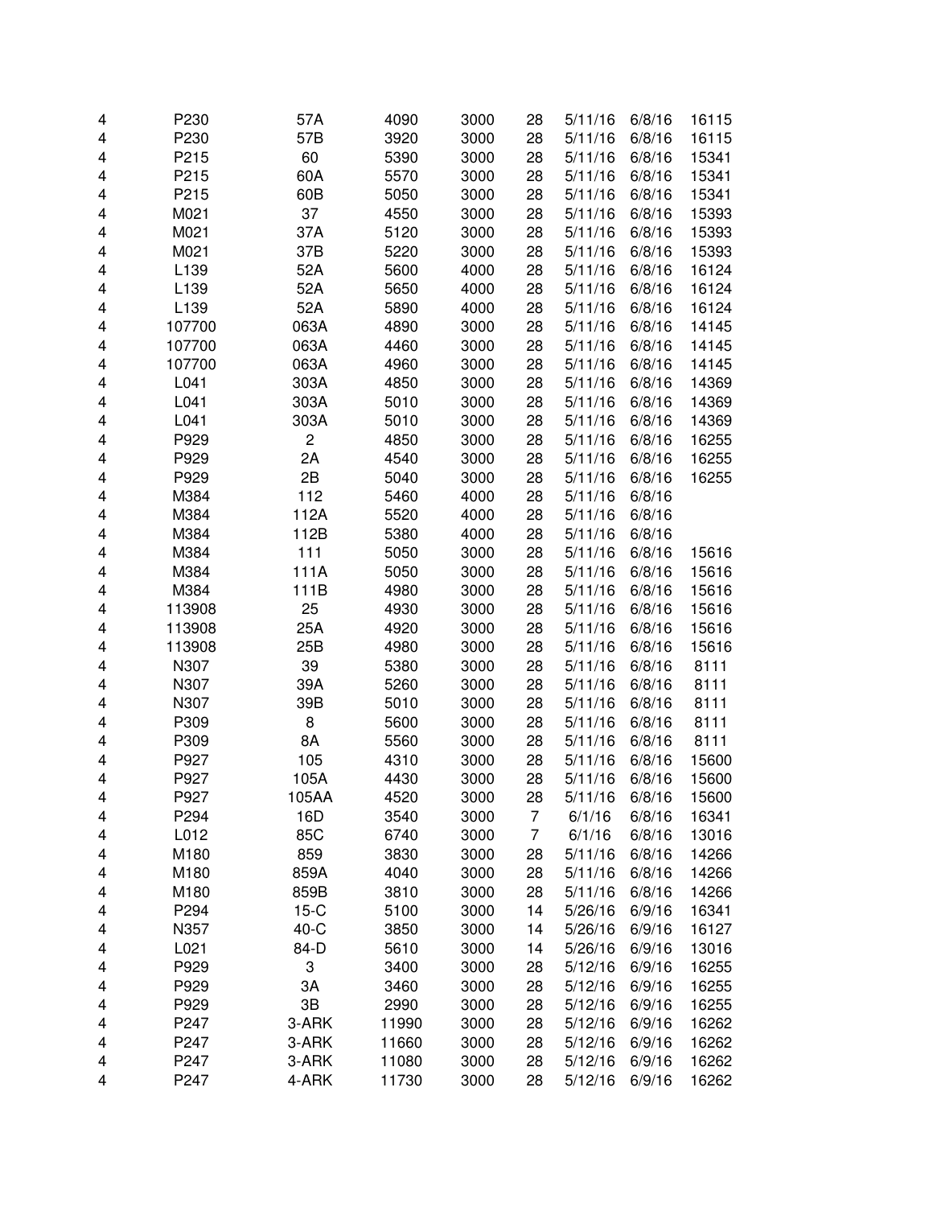| | | | | | | | | |
|---|---|---|---|---|---|---|---|---|
| 4 | P230 | 57A | 4090 | 3000 | 28 | 5/11/16 | 6/8/16 | 16115 |
| 4 | P230 | 57B | 3920 | 3000 | 28 | 5/11/16 | 6/8/16 | 16115 |
| 4 | P215 | 60 | 5390 | 3000 | 28 | 5/11/16 | 6/8/16 | 15341 |
| 4 | P215 | 60A | 5570 | 3000 | 28 | 5/11/16 | 6/8/16 | 15341 |
| 4 | P215 | 60B | 5050 | 3000 | 28 | 5/11/16 | 6/8/16 | 15341 |
| 4 | M021 | 37 | 4550 | 3000 | 28 | 5/11/16 | 6/8/16 | 15393 |
| 4 | M021 | 37A | 5120 | 3000 | 28 | 5/11/16 | 6/8/16 | 15393 |
| 4 | M021 | 37B | 5220 | 3000 | 28 | 5/11/16 | 6/8/16 | 15393 |
| 4 | L139 | 52A | 5600 | 4000 | 28 | 5/11/16 | 6/8/16 | 16124 |
| 4 | L139 | 52A | 5650 | 4000 | 28 | 5/11/16 | 6/8/16 | 16124 |
| 4 | L139 | 52A | 5890 | 4000 | 28 | 5/11/16 | 6/8/16 | 16124 |
| 4 | 107700 | 063A | 4890 | 3000 | 28 | 5/11/16 | 6/8/16 | 14145 |
| 4 | 107700 | 063A | 4460 | 3000 | 28 | 5/11/16 | 6/8/16 | 14145 |
| 4 | 107700 | 063A | 4960 | 3000 | 28 | 5/11/16 | 6/8/16 | 14145 |
| 4 | L041 | 303A | 4850 | 3000 | 28 | 5/11/16 | 6/8/16 | 14369 |
| 4 | L041 | 303A | 5010 | 3000 | 28 | 5/11/16 | 6/8/16 | 14369 |
| 4 | L041 | 303A | 5010 | 3000 | 28 | 5/11/16 | 6/8/16 | 14369 |
| 4 | P929 | 2 | 4850 | 3000 | 28 | 5/11/16 | 6/8/16 | 16255 |
| 4 | P929 | 2A | 4540 | 3000 | 28 | 5/11/16 | 6/8/16 | 16255 |
| 4 | P929 | 2B | 5040 | 3000 | 28 | 5/11/16 | 6/8/16 | 16255 |
| 4 | M384 | 112 | 5460 | 4000 | 28 | 5/11/16 | 6/8/16 | |
| 4 | M384 | 112A | 5520 | 4000 | 28 | 5/11/16 | 6/8/16 | |
| 4 | M384 | 112B | 5380 | 4000 | 28 | 5/11/16 | 6/8/16 | |
| 4 | M384 | 111 | 5050 | 3000 | 28 | 5/11/16 | 6/8/16 | 15616 |
| 4 | M384 | 111A | 5050 | 3000 | 28 | 5/11/16 | 6/8/16 | 15616 |
| 4 | M384 | 111B | 4980 | 3000 | 28 | 5/11/16 | 6/8/16 | 15616 |
| 4 | 113908 | 25 | 4930 | 3000 | 28 | 5/11/16 | 6/8/16 | 15616 |
| 4 | 113908 | 25A | 4920 | 3000 | 28 | 5/11/16 | 6/8/16 | 15616 |
| 4 | 113908 | 25B | 4980 | 3000 | 28 | 5/11/16 | 6/8/16 | 15616 |
| 4 | N307 | 39 | 5380 | 3000 | 28 | 5/11/16 | 6/8/16 | 8111 |
| 4 | N307 | 39A | 5260 | 3000 | 28 | 5/11/16 | 6/8/16 | 8111 |
| 4 | N307 | 39B | 5010 | 3000 | 28 | 5/11/16 | 6/8/16 | 8111 |
| 4 | P309 | 8 | 5600 | 3000 | 28 | 5/11/16 | 6/8/16 | 8111 |
| 4 | P309 | 8A | 5560 | 3000 | 28 | 5/11/16 | 6/8/16 | 8111 |
| 4 | P927 | 105 | 4310 | 3000 | 28 | 5/11/16 | 6/8/16 | 15600 |
| 4 | P927 | 105A | 4430 | 3000 | 28 | 5/11/16 | 6/8/16 | 15600 |
| 4 | P927 | 105AA | 4520 | 3000 | 28 | 5/11/16 | 6/8/16 | 15600 |
| 4 | P294 | 16D | 3540 | 3000 | 7 | 6/1/16 | 6/8/16 | 16341 |
| 4 | L012 | 85C | 6740 | 3000 | 7 | 6/1/16 | 6/8/16 | 13016 |
| 4 | M180 | 859 | 3830 | 3000 | 28 | 5/11/16 | 6/8/16 | 14266 |
| 4 | M180 | 859A | 4040 | 3000 | 28 | 5/11/16 | 6/8/16 | 14266 |
| 4 | M180 | 859B | 3810 | 3000 | 28 | 5/11/16 | 6/8/16 | 14266 |
| 4 | P294 | 15-C | 5100 | 3000 | 14 | 5/26/16 | 6/9/16 | 16341 |
| 4 | N357 | 40-C | 3850 | 3000 | 14 | 5/26/16 | 6/9/16 | 16127 |
| 4 | L021 | 84-D | 5610 | 3000 | 14 | 5/26/16 | 6/9/16 | 13016 |
| 4 | P929 | 3 | 3400 | 3000 | 28 | 5/12/16 | 6/9/16 | 16255 |
| 4 | P929 | 3A | 3460 | 3000 | 28 | 5/12/16 | 6/9/16 | 16255 |
| 4 | P929 | 3B | 2990 | 3000 | 28 | 5/12/16 | 6/9/16 | 16255 |
| 4 | P247 | 3-ARK | 11990 | 3000 | 28 | 5/12/16 | 6/9/16 | 16262 |
| 4 | P247 | 3-ARK | 11660 | 3000 | 28 | 5/12/16 | 6/9/16 | 16262 |
| 4 | P247 | 3-ARK | 11080 | 3000 | 28 | 5/12/16 | 6/9/16 | 16262 |
| 4 | P247 | 4-ARK | 11730 | 3000 | 28 | 5/12/16 | 6/9/16 | 16262 |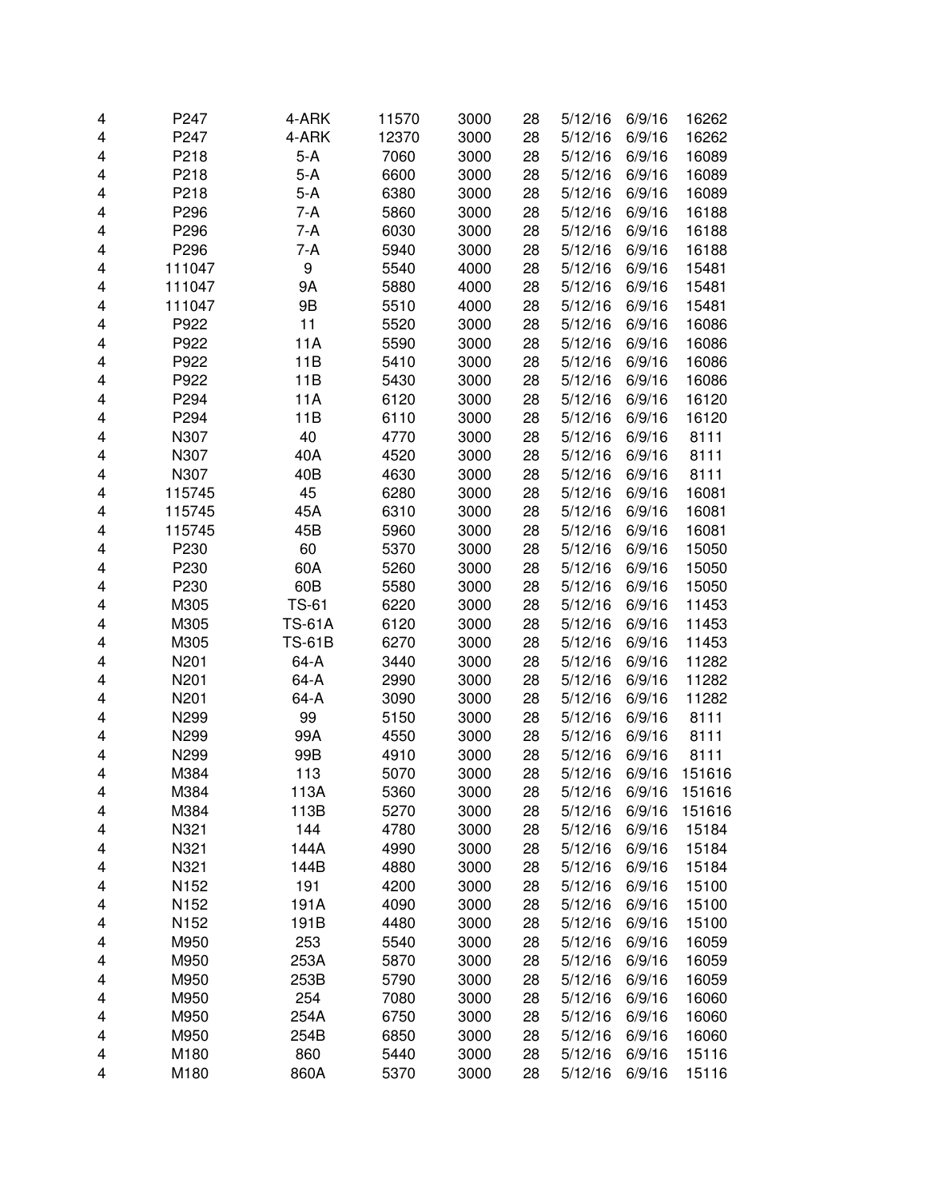| | | | | | | | | |
|---|---|---|---|---|---|---|---|---|
| 4 | P247 | 4-ARK | 11570 | 3000 | 28 | 5/12/16 | 6/9/16 | 16262 |
| 4 | P247 | 4-ARK | 12370 | 3000 | 28 | 5/12/16 | 6/9/16 | 16262 |
| 4 | P218 | 5-A | 7060 | 3000 | 28 | 5/12/16 | 6/9/16 | 16089 |
| 4 | P218 | 5-A | 6600 | 3000 | 28 | 5/12/16 | 6/9/16 | 16089 |
| 4 | P218 | 5-A | 6380 | 3000 | 28 | 5/12/16 | 6/9/16 | 16089 |
| 4 | P296 | 7-A | 5860 | 3000 | 28 | 5/12/16 | 6/9/16 | 16188 |
| 4 | P296 | 7-A | 6030 | 3000 | 28 | 5/12/16 | 6/9/16 | 16188 |
| 4 | P296 | 7-A | 5940 | 3000 | 28 | 5/12/16 | 6/9/16 | 16188 |
| 4 | 111047 | 9 | 5540 | 4000 | 28 | 5/12/16 | 6/9/16 | 15481 |
| 4 | 111047 | 9A | 5880 | 4000 | 28 | 5/12/16 | 6/9/16 | 15481 |
| 4 | 111047 | 9B | 5510 | 4000 | 28 | 5/12/16 | 6/9/16 | 15481 |
| 4 | P922 | 11 | 5520 | 3000 | 28 | 5/12/16 | 6/9/16 | 16086 |
| 4 | P922 | 11A | 5590 | 3000 | 28 | 5/12/16 | 6/9/16 | 16086 |
| 4 | P922 | 11B | 5410 | 3000 | 28 | 5/12/16 | 6/9/16 | 16086 |
| 4 | P922 | 11B | 5430 | 3000 | 28 | 5/12/16 | 6/9/16 | 16086 |
| 4 | P294 | 11A | 6120 | 3000 | 28 | 5/12/16 | 6/9/16 | 16120 |
| 4 | P294 | 11B | 6110 | 3000 | 28 | 5/12/16 | 6/9/16 | 16120 |
| 4 | N307 | 40 | 4770 | 3000 | 28 | 5/12/16 | 6/9/16 | 8111 |
| 4 | N307 | 40A | 4520 | 3000 | 28 | 5/12/16 | 6/9/16 | 8111 |
| 4 | N307 | 40B | 4630 | 3000 | 28 | 5/12/16 | 6/9/16 | 8111 |
| 4 | 115745 | 45 | 6280 | 3000 | 28 | 5/12/16 | 6/9/16 | 16081 |
| 4 | 115745 | 45A | 6310 | 3000 | 28 | 5/12/16 | 6/9/16 | 16081 |
| 4 | 115745 | 45B | 5960 | 3000 | 28 | 5/12/16 | 6/9/16 | 16081 |
| 4 | P230 | 60 | 5370 | 3000 | 28 | 5/12/16 | 6/9/16 | 15050 |
| 4 | P230 | 60A | 5260 | 3000 | 28 | 5/12/16 | 6/9/16 | 15050 |
| 4 | P230 | 60B | 5580 | 3000 | 28 | 5/12/16 | 6/9/16 | 15050 |
| 4 | M305 | TS-61 | 6220 | 3000 | 28 | 5/12/16 | 6/9/16 | 11453 |
| 4 | M305 | TS-61A | 6120 | 3000 | 28 | 5/12/16 | 6/9/16 | 11453 |
| 4 | M305 | TS-61B | 6270 | 3000 | 28 | 5/12/16 | 6/9/16 | 11453 |
| 4 | N201 | 64-A | 3440 | 3000 | 28 | 5/12/16 | 6/9/16 | 11282 |
| 4 | N201 | 64-A | 2990 | 3000 | 28 | 5/12/16 | 6/9/16 | 11282 |
| 4 | N201 | 64-A | 3090 | 3000 | 28 | 5/12/16 | 6/9/16 | 11282 |
| 4 | N299 | 99 | 5150 | 3000 | 28 | 5/12/16 | 6/9/16 | 8111 |
| 4 | N299 | 99A | 4550 | 3000 | 28 | 5/12/16 | 6/9/16 | 8111 |
| 4 | N299 | 99B | 4910 | 3000 | 28 | 5/12/16 | 6/9/16 | 8111 |
| 4 | M384 | 113 | 5070 | 3000 | 28 | 5/12/16 | 6/9/16 | 151616 |
| 4 | M384 | 113A | 5360 | 3000 | 28 | 5/12/16 | 6/9/16 | 151616 |
| 4 | M384 | 113B | 5270 | 3000 | 28 | 5/12/16 | 6/9/16 | 151616 |
| 4 | N321 | 144 | 4780 | 3000 | 28 | 5/12/16 | 6/9/16 | 15184 |
| 4 | N321 | 144A | 4990 | 3000 | 28 | 5/12/16 | 6/9/16 | 15184 |
| 4 | N321 | 144B | 4880 | 3000 | 28 | 5/12/16 | 6/9/16 | 15184 |
| 4 | N152 | 191 | 4200 | 3000 | 28 | 5/12/16 | 6/9/16 | 15100 |
| 4 | N152 | 191A | 4090 | 3000 | 28 | 5/12/16 | 6/9/16 | 15100 |
| 4 | N152 | 191B | 4480 | 3000 | 28 | 5/12/16 | 6/9/16 | 15100 |
| 4 | M950 | 253 | 5540 | 3000 | 28 | 5/12/16 | 6/9/16 | 16059 |
| 4 | M950 | 253A | 5870 | 3000 | 28 | 5/12/16 | 6/9/16 | 16059 |
| 4 | M950 | 253B | 5790 | 3000 | 28 | 5/12/16 | 6/9/16 | 16059 |
| 4 | M950 | 254 | 7080 | 3000 | 28 | 5/12/16 | 6/9/16 | 16060 |
| 4 | M950 | 254A | 6750 | 3000 | 28 | 5/12/16 | 6/9/16 | 16060 |
| 4 | M950 | 254B | 6850 | 3000 | 28 | 5/12/16 | 6/9/16 | 16060 |
| 4 | M180 | 860 | 5440 | 3000 | 28 | 5/12/16 | 6/9/16 | 15116 |
| 4 | M180 | 860A | 5370 | 3000 | 28 | 5/12/16 | 6/9/16 | 15116 |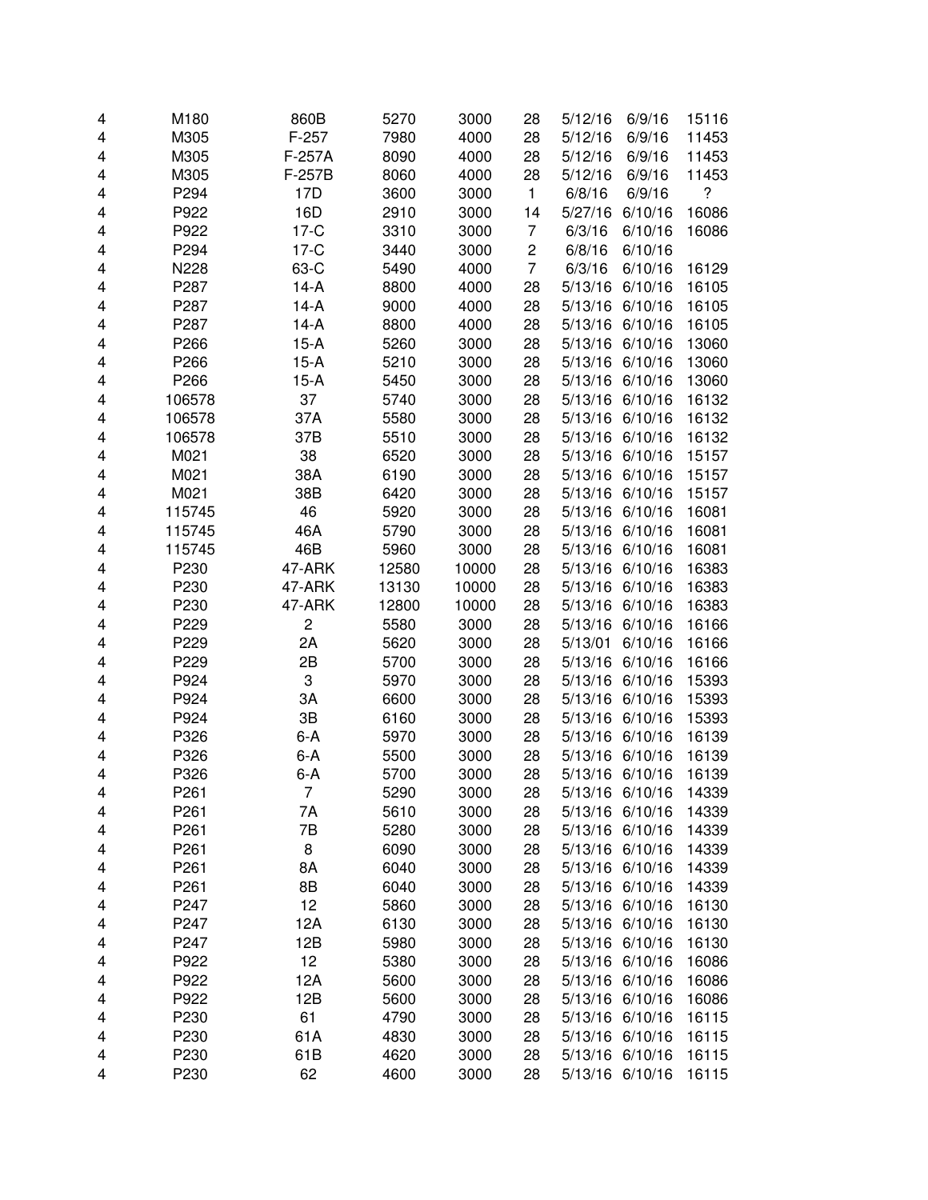| | | | | | | | | |
|---|---|---|---|---|---|---|---|---|
| 4 | M180 | 860B | 5270 | 3000 | 28 | 5/12/16 | 6/9/16 | 15116 |
| 4 | M305 | F-257 | 7980 | 4000 | 28 | 5/12/16 | 6/9/16 | 11453 |
| 4 | M305 | F-257A | 8090 | 4000 | 28 | 5/12/16 | 6/9/16 | 11453 |
| 4 | M305 | F-257B | 8060 | 4000 | 28 | 5/12/16 | 6/9/16 | 11453 |
| 4 | P294 | 17D | 3600 | 3000 | 1 | 6/8/16 | 6/9/16 | ? |
| 4 | P922 | 16D | 2910 | 3000 | 14 | 5/27/16 | 6/10/16 | 16086 |
| 4 | P922 | 17-C | 3310 | 3000 | 7 | 6/3/16 | 6/10/16 | 16086 |
| 4 | P294 | 17-C | 3440 | 3000 | 2 | 6/8/16 | 6/10/16 | |
| 4 | N228 | 63-C | 5490 | 4000 | 7 | 6/3/16 | 6/10/16 | 16129 |
| 4 | P287 | 14-A | 8800 | 4000 | 28 | 5/13/16 | 6/10/16 | 16105 |
| 4 | P287 | 14-A | 9000 | 4000 | 28 | 5/13/16 | 6/10/16 | 16105 |
| 4 | P287 | 14-A | 8800 | 4000 | 28 | 5/13/16 | 6/10/16 | 16105 |
| 4 | P266 | 15-A | 5260 | 3000 | 28 | 5/13/16 | 6/10/16 | 13060 |
| 4 | P266 | 15-A | 5210 | 3000 | 28 | 5/13/16 | 6/10/16 | 13060 |
| 4 | P266 | 15-A | 5450 | 3000 | 28 | 5/13/16 | 6/10/16 | 13060 |
| 4 | 106578 | 37 | 5740 | 3000 | 28 | 5/13/16 | 6/10/16 | 16132 |
| 4 | 106578 | 37A | 5580 | 3000 | 28 | 5/13/16 | 6/10/16 | 16132 |
| 4 | 106578 | 37B | 5510 | 3000 | 28 | 5/13/16 | 6/10/16 | 16132 |
| 4 | M021 | 38 | 6520 | 3000 | 28 | 5/13/16 | 6/10/16 | 15157 |
| 4 | M021 | 38A | 6190 | 3000 | 28 | 5/13/16 | 6/10/16 | 15157 |
| 4 | M021 | 38B | 6420 | 3000 | 28 | 5/13/16 | 6/10/16 | 15157 |
| 4 | 115745 | 46 | 5920 | 3000 | 28 | 5/13/16 | 6/10/16 | 16081 |
| 4 | 115745 | 46A | 5790 | 3000 | 28 | 5/13/16 | 6/10/16 | 16081 |
| 4 | 115745 | 46B | 5960 | 3000 | 28 | 5/13/16 | 6/10/16 | 16081 |
| 4 | P230 | 47-ARK | 12580 | 10000 | 28 | 5/13/16 | 6/10/16 | 16383 |
| 4 | P230 | 47-ARK | 13130 | 10000 | 28 | 5/13/16 | 6/10/16 | 16383 |
| 4 | P230 | 47-ARK | 12800 | 10000 | 28 | 5/13/16 | 6/10/16 | 16383 |
| 4 | P229 | 2 | 5580 | 3000 | 28 | 5/13/16 | 6/10/16 | 16166 |
| 4 | P229 | 2A | 5620 | 3000 | 28 | 5/13/01 | 6/10/16 | 16166 |
| 4 | P229 | 2B | 5700 | 3000 | 28 | 5/13/16 | 6/10/16 | 16166 |
| 4 | P924 | 3 | 5970 | 3000 | 28 | 5/13/16 | 6/10/16 | 15393 |
| 4 | P924 | 3A | 6600 | 3000 | 28 | 5/13/16 | 6/10/16 | 15393 |
| 4 | P924 | 3B | 6160 | 3000 | 28 | 5/13/16 | 6/10/16 | 15393 |
| 4 | P326 | 6-A | 5970 | 3000 | 28 | 5/13/16 | 6/10/16 | 16139 |
| 4 | P326 | 6-A | 5500 | 3000 | 28 | 5/13/16 | 6/10/16 | 16139 |
| 4 | P326 | 6-A | 5700 | 3000 | 28 | 5/13/16 | 6/10/16 | 16139 |
| 4 | P261 | 7 | 5290 | 3000 | 28 | 5/13/16 | 6/10/16 | 14339 |
| 4 | P261 | 7A | 5610 | 3000 | 28 | 5/13/16 | 6/10/16 | 14339 |
| 4 | P261 | 7B | 5280 | 3000 | 28 | 5/13/16 | 6/10/16 | 14339 |
| 4 | P261 | 8 | 6090 | 3000 | 28 | 5/13/16 | 6/10/16 | 14339 |
| 4 | P261 | 8A | 6040 | 3000 | 28 | 5/13/16 | 6/10/16 | 14339 |
| 4 | P261 | 8B | 6040 | 3000 | 28 | 5/13/16 | 6/10/16 | 14339 |
| 4 | P247 | 12 | 5860 | 3000 | 28 | 5/13/16 | 6/10/16 | 16130 |
| 4 | P247 | 12A | 6130 | 3000 | 28 | 5/13/16 | 6/10/16 | 16130 |
| 4 | P247 | 12B | 5980 | 3000 | 28 | 5/13/16 | 6/10/16 | 16130 |
| 4 | P922 | 12 | 5380 | 3000 | 28 | 5/13/16 | 6/10/16 | 16086 |
| 4 | P922 | 12A | 5600 | 3000 | 28 | 5/13/16 | 6/10/16 | 16086 |
| 4 | P922 | 12B | 5600 | 3000 | 28 | 5/13/16 | 6/10/16 | 16086 |
| 4 | P230 | 61 | 4790 | 3000 | 28 | 5/13/16 | 6/10/16 | 16115 |
| 4 | P230 | 61A | 4830 | 3000 | 28 | 5/13/16 | 6/10/16 | 16115 |
| 4 | P230 | 61B | 4620 | 3000 | 28 | 5/13/16 | 6/10/16 | 16115 |
| 4 | P230 | 62 | 4600 | 3000 | 28 | 5/13/16 | 6/10/16 | 16115 |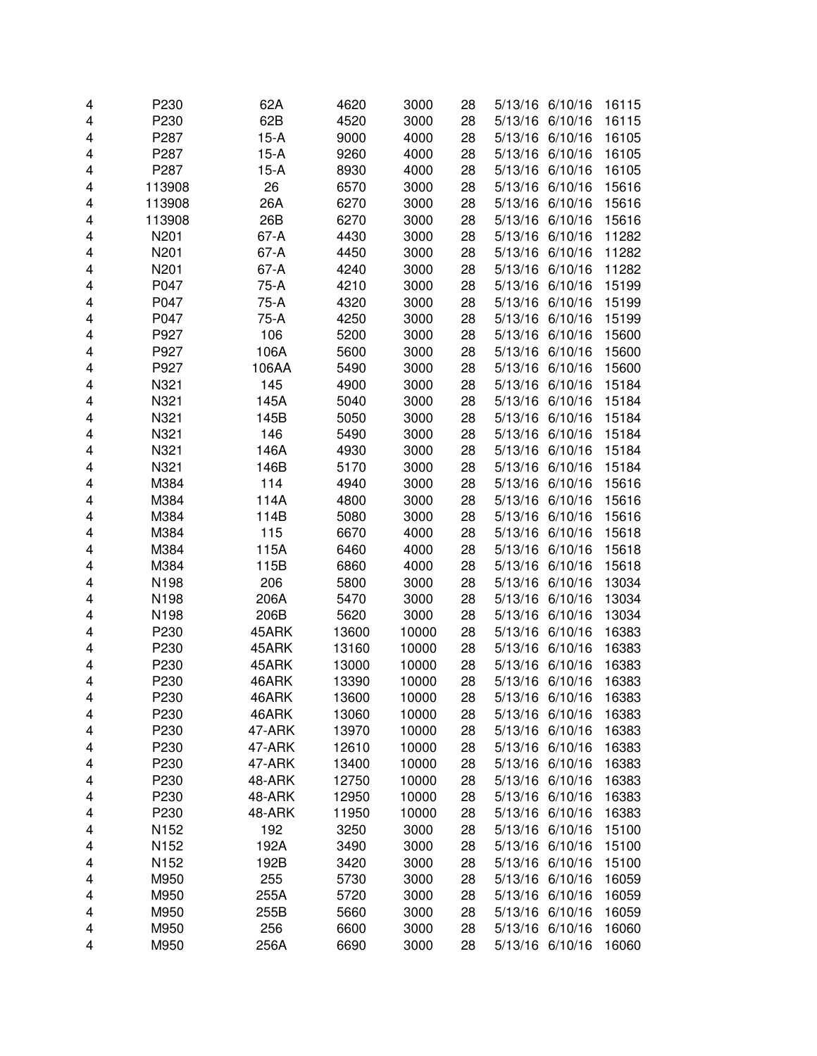| | | | | | | | | |
|---|---|---|---|---|---|---|---|---|
| 4 | P230 | 62A | 4620 | 3000 | 28 | 5/13/16 | 6/10/16 | 16115 |
| 4 | P230 | 62B | 4520 | 3000 | 28 | 5/13/16 | 6/10/16 | 16115 |
| 4 | P287 | 15-A | 9000 | 4000 | 28 | 5/13/16 | 6/10/16 | 16105 |
| 4 | P287 | 15-A | 9260 | 4000 | 28 | 5/13/16 | 6/10/16 | 16105 |
| 4 | P287 | 15-A | 8930 | 4000 | 28 | 5/13/16 | 6/10/16 | 16105 |
| 4 | 113908 | 26 | 6570 | 3000 | 28 | 5/13/16 | 6/10/16 | 15616 |
| 4 | 113908 | 26A | 6270 | 3000 | 28 | 5/13/16 | 6/10/16 | 15616 |
| 4 | 113908 | 26B | 6270 | 3000 | 28 | 5/13/16 | 6/10/16 | 15616 |
| 4 | N201 | 67-A | 4430 | 3000 | 28 | 5/13/16 | 6/10/16 | 11282 |
| 4 | N201 | 67-A | 4450 | 3000 | 28 | 5/13/16 | 6/10/16 | 11282 |
| 4 | N201 | 67-A | 4240 | 3000 | 28 | 5/13/16 | 6/10/16 | 11282 |
| 4 | P047 | 75-A | 4210 | 3000 | 28 | 5/13/16 | 6/10/16 | 15199 |
| 4 | P047 | 75-A | 4320 | 3000 | 28 | 5/13/16 | 6/10/16 | 15199 |
| 4 | P047 | 75-A | 4250 | 3000 | 28 | 5/13/16 | 6/10/16 | 15199 |
| 4 | P927 | 106 | 5200 | 3000 | 28 | 5/13/16 | 6/10/16 | 15600 |
| 4 | P927 | 106A | 5600 | 3000 | 28 | 5/13/16 | 6/10/16 | 15600 |
| 4 | P927 | 106AA | 5490 | 3000 | 28 | 5/13/16 | 6/10/16 | 15600 |
| 4 | N321 | 145 | 4900 | 3000 | 28 | 5/13/16 | 6/10/16 | 15184 |
| 4 | N321 | 145A | 5040 | 3000 | 28 | 5/13/16 | 6/10/16 | 15184 |
| 4 | N321 | 145B | 5050 | 3000 | 28 | 5/13/16 | 6/10/16 | 15184 |
| 4 | N321 | 146 | 5490 | 3000 | 28 | 5/13/16 | 6/10/16 | 15184 |
| 4 | N321 | 146A | 4930 | 3000 | 28 | 5/13/16 | 6/10/16 | 15184 |
| 4 | N321 | 146B | 5170 | 3000 | 28 | 5/13/16 | 6/10/16 | 15184 |
| 4 | M384 | 114 | 4940 | 3000 | 28 | 5/13/16 | 6/10/16 | 15616 |
| 4 | M384 | 114A | 4800 | 3000 | 28 | 5/13/16 | 6/10/16 | 15616 |
| 4 | M384 | 114B | 5080 | 3000 | 28 | 5/13/16 | 6/10/16 | 15616 |
| 4 | M384 | 115 | 6670 | 4000 | 28 | 5/13/16 | 6/10/16 | 15618 |
| 4 | M384 | 115A | 6460 | 4000 | 28 | 5/13/16 | 6/10/16 | 15618 |
| 4 | M384 | 115B | 6860 | 4000 | 28 | 5/13/16 | 6/10/16 | 15618 |
| 4 | N198 | 206 | 5800 | 3000 | 28 | 5/13/16 | 6/10/16 | 13034 |
| 4 | N198 | 206A | 5470 | 3000 | 28 | 5/13/16 | 6/10/16 | 13034 |
| 4 | N198 | 206B | 5620 | 3000 | 28 | 5/13/16 | 6/10/16 | 13034 |
| 4 | P230 | 45ARK | 13600 | 10000 | 28 | 5/13/16 | 6/10/16 | 16383 |
| 4 | P230 | 45ARK | 13160 | 10000 | 28 | 5/13/16 | 6/10/16 | 16383 |
| 4 | P230 | 45ARK | 13000 | 10000 | 28 | 5/13/16 | 6/10/16 | 16383 |
| 4 | P230 | 46ARK | 13390 | 10000 | 28 | 5/13/16 | 6/10/16 | 16383 |
| 4 | P230 | 46ARK | 13600 | 10000 | 28 | 5/13/16 | 6/10/16 | 16383 |
| 4 | P230 | 46ARK | 13060 | 10000 | 28 | 5/13/16 | 6/10/16 | 16383 |
| 4 | P230 | 47-ARK | 13970 | 10000 | 28 | 5/13/16 | 6/10/16 | 16383 |
| 4 | P230 | 47-ARK | 12610 | 10000 | 28 | 5/13/16 | 6/10/16 | 16383 |
| 4 | P230 | 47-ARK | 13400 | 10000 | 28 | 5/13/16 | 6/10/16 | 16383 |
| 4 | P230 | 48-ARK | 12750 | 10000 | 28 | 5/13/16 | 6/10/16 | 16383 |
| 4 | P230 | 48-ARK | 12950 | 10000 | 28 | 5/13/16 | 6/10/16 | 16383 |
| 4 | P230 | 48-ARK | 11950 | 10000 | 28 | 5/13/16 | 6/10/16 | 16383 |
| 4 | N152 | 192 | 3250 | 3000 | 28 | 5/13/16 | 6/10/16 | 15100 |
| 4 | N152 | 192A | 3490 | 3000 | 28 | 5/13/16 | 6/10/16 | 15100 |
| 4 | N152 | 192B | 3420 | 3000 | 28 | 5/13/16 | 6/10/16 | 15100 |
| 4 | M950 | 255 | 5730 | 3000 | 28 | 5/13/16 | 6/10/16 | 16059 |
| 4 | M950 | 255A | 5720 | 3000 | 28 | 5/13/16 | 6/10/16 | 16059 |
| 4 | M950 | 255B | 5660 | 3000 | 28 | 5/13/16 | 6/10/16 | 16059 |
| 4 | M950 | 256 | 6600 | 3000 | 28 | 5/13/16 | 6/10/16 | 16060 |
| 4 | M950 | 256A | 6690 | 3000 | 28 | 5/13/16 | 6/10/16 | 16060 |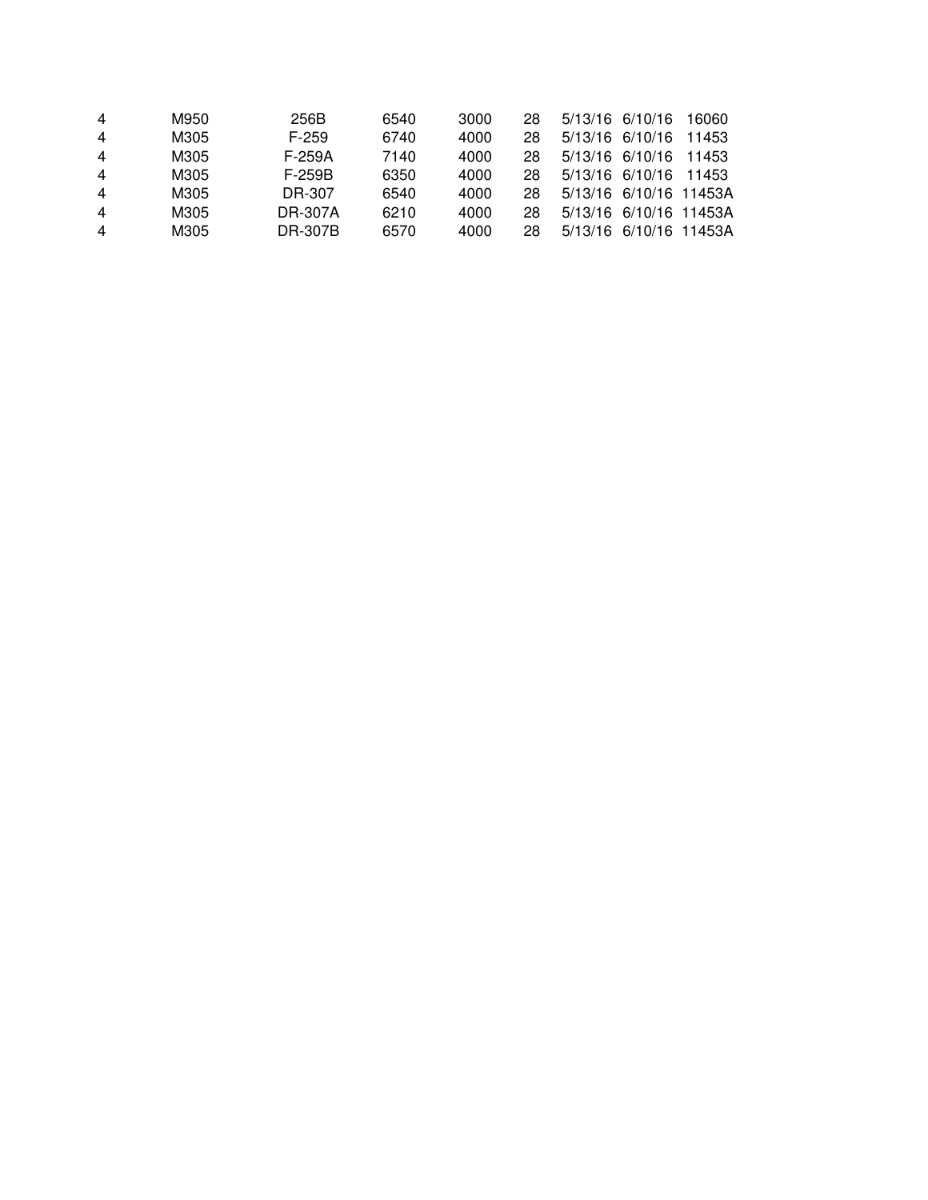| | | | | | | | | |
|---|---|---|---|---|---|---|---|---|
| 4 | M950 | 256B | 6540 | 3000 | 28 | 5/13/16 | 6/10/16 | 16060 |
| 4 | M305 | F-259 | 6740 | 4000 | 28 | 5/13/16 | 6/10/16 | 11453 |
| 4 | M305 | F-259A | 7140 | 4000 | 28 | 5/13/16 | 6/10/16 | 11453 |
| 4 | M305 | F-259B | 6350 | 4000 | 28 | 5/13/16 | 6/10/16 | 11453 |
| 4 | M305 | DR-307 | 6540 | 4000 | 28 | 5/13/16 | 6/10/16 | 11453A |
| 4 | M305 | DR-307A | 6210 | 4000 | 28 | 5/13/16 | 6/10/16 | 11453A |
| 4 | M305 | DR-307B | 6570 | 4000 | 28 | 5/13/16 | 6/10/16 | 11453A |